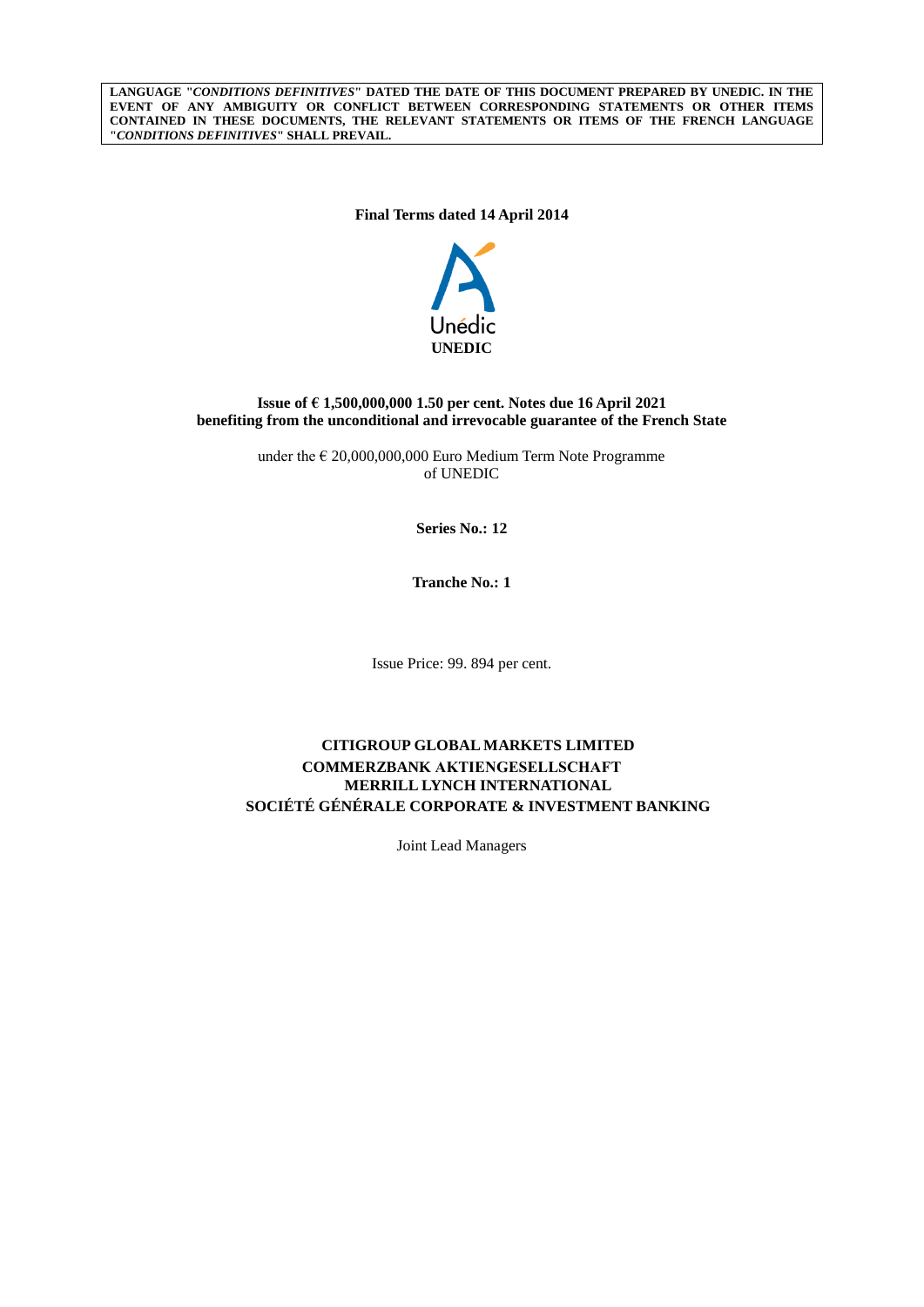**LANGUAGE "*CONDITIONS DEFINITIVES*" DATED THE DATE OF THIS DOCUMENT PREPARED BY UNEDIC. IN THE EVENT OF ANY AMBIGUITY OR CONFLICT BETWEEN CORRESPONDING STATEMENTS OR OTHER ITEMS CONTAINED IN THESE DOCUMENTS, THE RELEVANT STATEMENTS OR ITEMS OF THE FRENCH LANGUAGE "*CONDITIONS DEFINITIVES*" SHALL PREVAIL.**

**Final Terms dated 14 April 2014**

Unédic

**UNEDIC**

**Issue of € 1,500,000,000 1.50 per cent. Notes due 16 April 2021**
**benefiting from the unconditional and irrevocable guarantee of the French State**

under the € 20,000,000,000 Euro Medium Term Note Programme
of UNEDIC

**Series No.: 12**

**Tranche No.: 1**

Issue Price: 99. 894 per cent.

**CITIGROUP GLOBAL MARKETS LIMITED**
**COMMERZBANK AKTIENGESELLSCHAFT**
**MERRILL LYNCH INTERNATIONAL**
**SOCIÉTÉ GÉNÉRALE CORPORATE & INVESTMENT BANKING**

Joint Lead Managers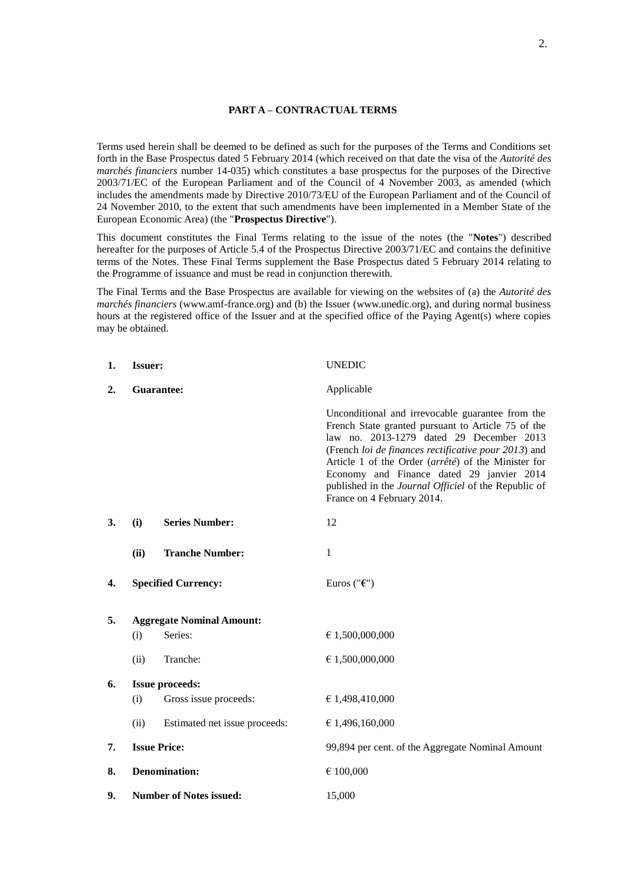## PART A – CONTRACTUAL TERMS

Terms used herein shall be deemed to be defined as such for the purposes of the Terms and Conditions set forth in the Base Prospectus dated 5 February 2014 (which received on that date the visa of the *Autorité des marchés financiers* number 14-035) which constitutes a base prospectus for the purposes of the Directive 2003/71/EC of the European Parliament and of the Council of 4 November 2003, as amended (which includes the amendments made by Directive 2010/73/EU of the European Parliament and of the Council of 24 November 2010, to the extent that such amendments have been implemented in a Member State of the European Economic Area) (the "**Prospectus Directive**").

This document constitutes the Final Terms relating to the issue of the notes (the "**Notes**") described hereafter for the purposes of Article 5.4 of the Prospectus Directive 2003/71/EC and contains the definitive terms of the Notes. These Final Terms supplement the Base Prospectus dated 5 February 2014 relating to the Programme of issuance and must be read in conjunction therewith.

The Final Terms and the Base Prospectus are available for viewing on the websites of (a) the *Autorité des marchés financiers* (www.amf-france.org) and (b) the Issuer (www.unedic.org), and during normal business hours at the registered office of the Issuer and at the specified office of the Paying Agent(s) where copies may be obtained.

| | | | |
|---|---|---|---|
| **1.** | **Issuer:** | | UNEDIC |
| **2.** | **Guarantee:** | | Applicable<br><br>Unconditional and irrevocable guarantee from the French State granted pursuant to Article 75 of the law no. 2013-1279 dated 29 December 2013 (French *loi de finances rectificative pour 2013*) and Article 1 of the Order (*arrêté*) of the Minister for Economy and Finance dated 29 janvier 2014 published in the *Journal Officiel* of the Republic of France on 4 February 2014. |
| **3.** | **(i)** | **Series Number:** | 12 |
| | **(ii)** | **Tranche Number:** | 1 |
| **4.** | **Specified Currency:** | | Euros ("**€**") |
| **5.** | **Aggregate Nominal Amount:** | | |
| | (i) | Series: | € 1,500,000,000 |
| | (ii) | Tranche: | € 1,500,000,000 |
| **6.** | **Issue proceeds:** | | |
| | (i) | Gross issue proceeds: | € 1,498,410,000 |
| | (ii) | Estimated net issue proceeds: | € 1,496,160,000 |
| **7.** | **Issue Price:** | | 99,894 per cent. of the Aggregate Nominal Amount |
| **8.** | **Denomination:** | | € 100,000 |
| **9.** | **Number of Notes issued:** | | 15,000 |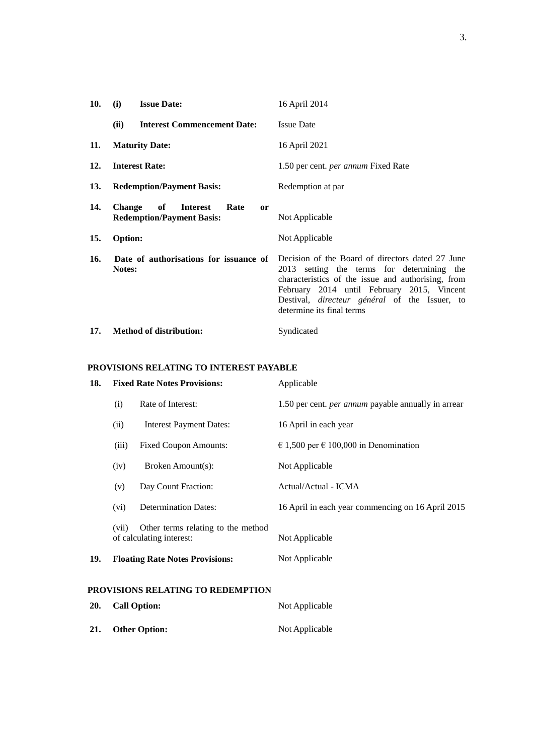| | | |
|---|---|---|
| **10.** | **(i) Issue Date:** | 16 April 2014 |
| | **(ii) Interest Commencement Date:** | Issue Date |
| **11.** | **Maturity Date:** | 16 April 2021 |
| **12.** | **Interest Rate:** | 1.50 per cent. *per annum* Fixed Rate |
| **13.** | **Redemption/Payment Basis:** | Redemption at par |
| **14.** | **Change of Interest Rate or Redemption/Payment Basis:** | Not Applicable |
| **15.** | **Option:** | Not Applicable |
| **16.** | **Date of authorisations for issuance of Notes:** | Decision of the Board of directors dated 27 June 2013 setting the terms for determining the characteristics of the issue and authorising, from February 2014 until February 2015, Vincent Destival, *directeur général* of the Issuer, to determine its final terms |
| **17.** | **Method of distribution:** | Syndicated |

**PROVISIONS RELATING TO INTEREST PAYABLE**

| | | |
|---|---|---|
| **18.** | **Fixed Rate Notes Provisions:** | Applicable |
| | (i) Rate of Interest: | 1.50 per cent. *per annum* payable annually in arrear |
| | (ii) Interest Payment Dates: | 16 April in each year |
| | (iii) Fixed Coupon Amounts: | € 1,500 per € 100,000 in Denomination |
| | (iv) Broken Amount(s): | Not Applicable |
| | (v) Day Count Fraction: | Actual/Actual - ICMA |
| | (vi) Determination Dates: | 16 April in each year commencing on 16 April 2015 |
| | (vii) Other terms relating to the method of calculating interest: | Not Applicable |
| **19.** | **Floating Rate Notes Provisions:** | Not Applicable |

**PROVISIONS RELATING TO REDEMPTION**

| | | |
|---|---|---|
| **20.** | **Call Option:** | Not Applicable |
| **21.** | **Other Option:** | Not Applicable |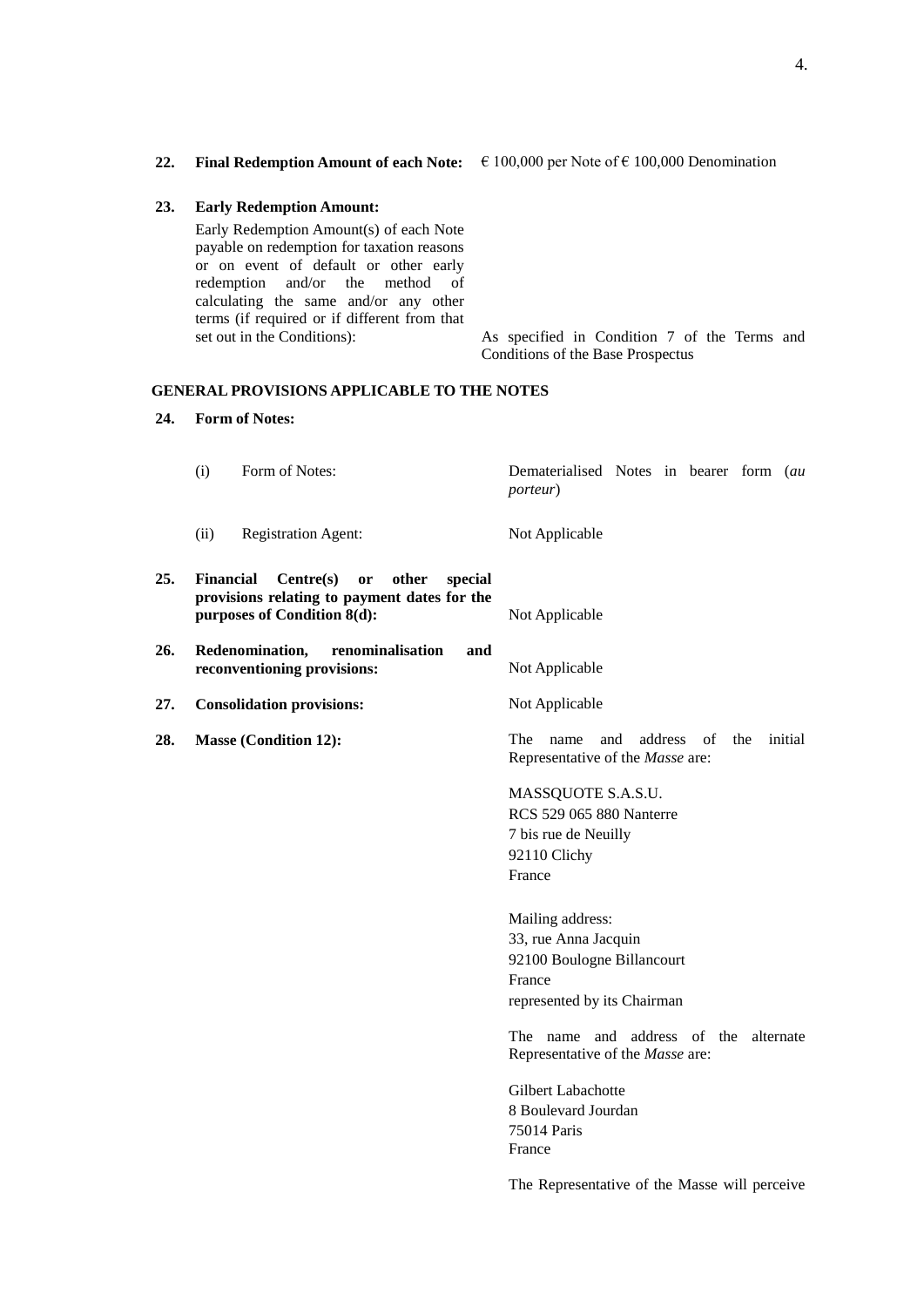**22. Final Redemption Amount of each Note:** € 100,000 per Note of € 100,000 Denomination

**23. Early Redemption Amount:**

Early Redemption Amount(s) of each Note payable on redemption for taxation reasons or on event of default or other early redemption and/or the method of calculating the same and/or any other terms (if required or if different from that set out in the Conditions): As specified in Condition 7 of the Terms and Conditions of the Base Prospectus

**GENERAL PROVISIONS APPLICABLE TO THE NOTES**

**24. Form of Notes:**

(i) Form of Notes: Dematerialised Notes in bearer form (*au porteur*)

(ii) Registration Agent: Not Applicable

**25. Financial Centre(s) or other special provisions relating to payment dates for the purposes of Condition 8(d):** Not Applicable

**26. Redenomination, renominalisation and reconventioning provisions:** Not Applicable

**27. Consolidation provisions:** Not Applicable

**28. Masse (Condition 12):** The name and address of the initial Representative of the *Masse* are:

MASSQUOTE S.A.S.U.
RCS 529 065 880 Nanterre
7 bis rue de Neuilly
92110 Clichy
France

Mailing address:
33, rue Anna Jacquin
92100 Boulogne Billancourt
France
represented by its Chairman

The name and address of the alternate Representative of the *Masse* are:

Gilbert Labachotte
8 Boulevard Jourdan
75014 Paris
France

The Representative of the Masse will perceive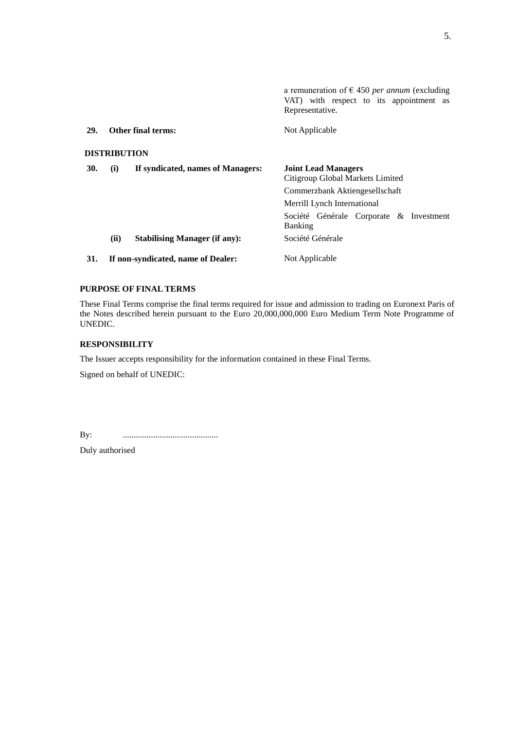| | | |
|---|---|---|
| | | a remuneration of € 450 *per annum* (excluding VAT) with respect to its appointment as Representative. |
| **29.** | **Other final terms:** | Not Applicable |

**DISTRIBUTION**

| | | |
|---|---|---|
| **30.** | **(i) If syndicated, names of Managers:** | **Joint Lead Managers**<br>Citigroup Global Markets Limited<br>Commerzbank Aktiengesellschaft<br>Merrill Lynch International<br>Société Générale Corporate & Investment Banking |
| | **(ii) Stabilising Manager (if any):** | Société Générale |
| **31.** | **If non-syndicated, name of Dealer:** | Not Applicable |

**PURPOSE OF FINAL TERMS**

These Final Terms comprise the final terms required for issue and admission to trading on Euronext Paris of the Notes described herein pursuant to the Euro 20,000,000,000 Euro Medium Term Note Programme of UNEDIC.

**RESPONSIBILITY**

The Issuer accepts responsibility for the information contained in these Final Terms.

Signed on behalf of UNEDIC:

By: ............................................

Duly authorised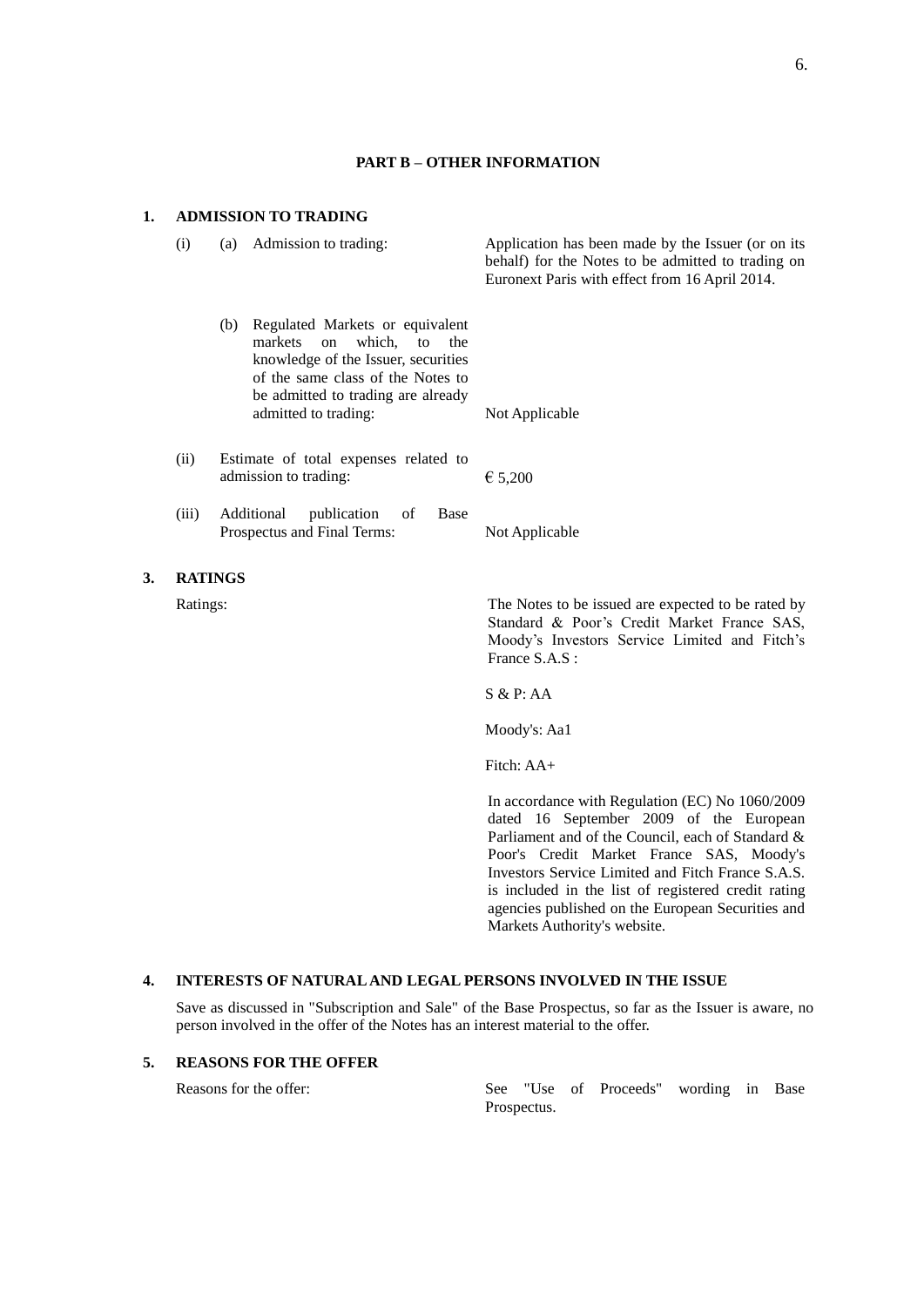## PART B – OTHER INFORMATION

### 1. ADMISSION TO TRADING

| | | |
|---|---|---|
| (i) | (a) Admission to trading: | Application has been made by the Issuer (or on its behalf) for the Notes to be admitted to trading on Euronext Paris with effect from 16 April 2014. |
| | (b) Regulated Markets or equivalent markets on which, to the knowledge of the Issuer, securities of the same class of the Notes to be admitted to trading are already admitted to trading: | Not Applicable |
| (ii) | Estimate of total expenses related to admission to trading: | € 5,200 |
| (iii) | Additional publication of Base Prospectus and Final Terms: | Not Applicable |

### 3. RATINGS

Ratings:

The Notes to be issued are expected to be rated by Standard & Poor's Credit Market France SAS, Moody's Investors Service Limited and Fitch's France S.A.S :

S & P: AA

Moody's: Aa1

Fitch: AA+

In accordance with Regulation (EC) No 1060/2009 dated 16 September 2009 of the European Parliament and of the Council, each of Standard & Poor's Credit Market France SAS, Moody's Investors Service Limited and Fitch France S.A.S. is included in the list of registered credit rating agencies published on the European Securities and Markets Authority's website.

### 4. INTERESTS OF NATURAL AND LEGAL PERSONS INVOLVED IN THE ISSUE

Save as discussed in "Subscription and Sale" of the Base Prospectus, so far as the Issuer is aware, no person involved in the offer of the Notes has an interest material to the offer.

### 5. REASONS FOR THE OFFER

Reasons for the offer: See "Use of Proceeds" wording in Base Prospectus.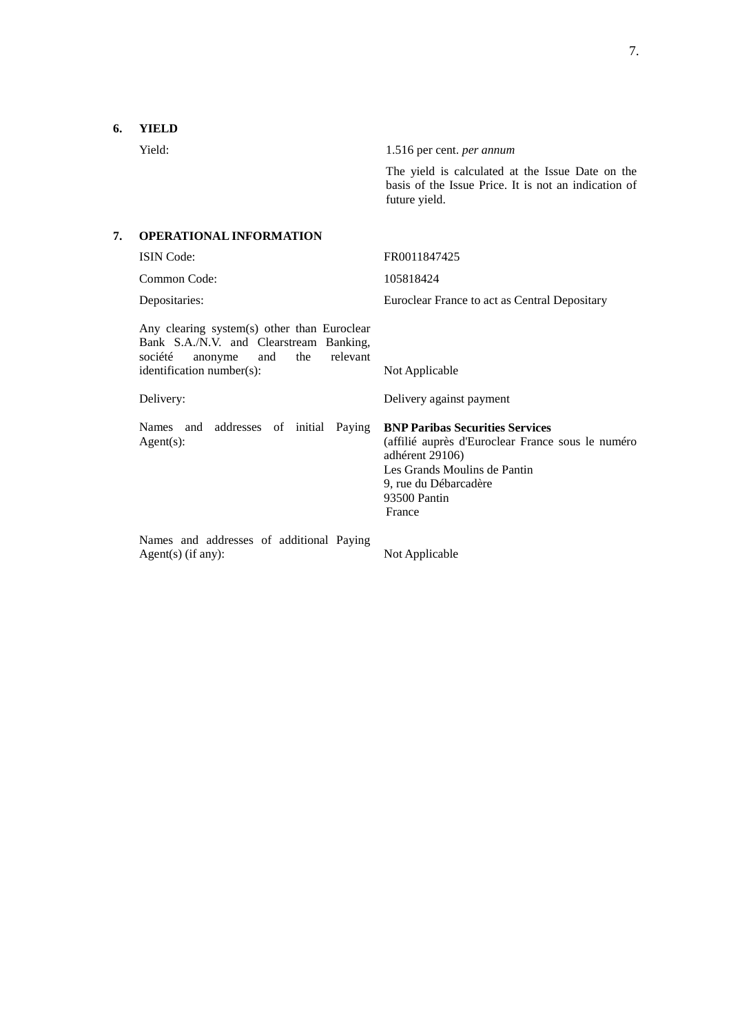## 6. YIELD

| | |
|---|---|
| Yield: | 1.516 per cent. *per annum*<br><br>The yield is calculated at the Issue Date on the basis of the Issue Price. It is not an indication of future yield. |

## 7. OPERATIONAL INFORMATION

| | |
|---|---|
| ISIN Code: | FR0011847425 |
| Common Code: | 105818424 |
| Depositaries: | Euroclear France to act as Central Depositary |
| Any clearing system(s) other than Euroclear Bank S.A./N.V. and Clearstream Banking, société anonyme and the relevant identification number(s): | Not Applicable |
| Delivery: | Delivery against payment |
| Names and addresses of initial Paying Agent(s): | **BNP Paribas Securities Services**<br>(affilié auprès d'Euroclear France sous le numéro adhérent 29106)<br>Les Grands Moulins de Pantin<br>9, rue du Débarcadère<br>93500 Pantin<br>France |
| Names and addresses of additional Paying Agent(s) (if any): | Not Applicable |